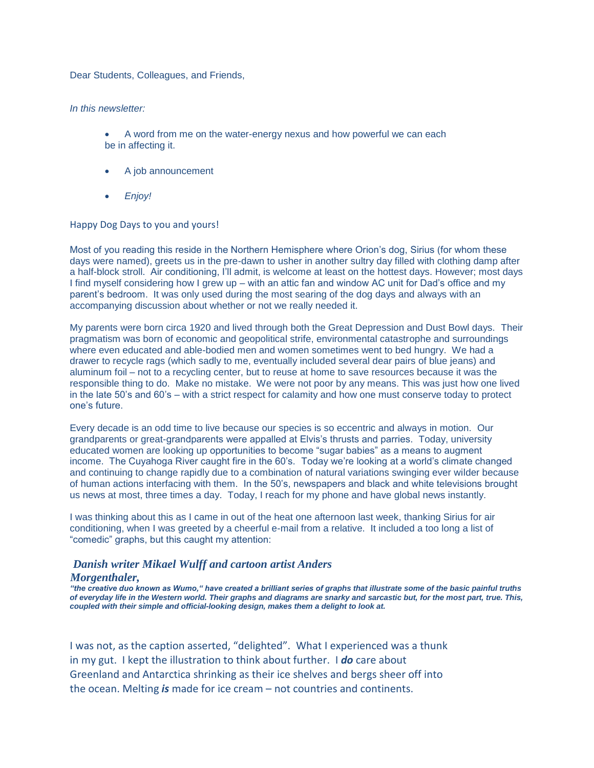Dear Students, Colleagues, and Friends,

*In this newsletter:*

- A word from me on the water-energy nexus and how powerful we can each be in affecting it.
- A job announcement
- *Enjoy!*

Happy Dog Days to you and yours!

Most of you reading this reside in the Northern Hemisphere where Orion's dog, Sirius (for whom these days were named), greets us in the pre-dawn to usher in another sultry day filled with clothing damp after a half-block stroll. Air conditioning, I'll admit, is welcome at least on the hottest days. However; most days I find myself considering how I grew up – with an attic fan and window AC unit for Dad's office and my parent's bedroom. It was only used during the most searing of the dog days and always with an accompanying discussion about whether or not we really needed it.

My parents were born circa 1920 and lived through both the Great Depression and Dust Bowl days. Their pragmatism was born of economic and geopolitical strife, environmental catastrophe and surroundings where even educated and able-bodied men and women sometimes went to bed hungry. We had a drawer to recycle rags (which sadly to me, eventually included several dear pairs of blue jeans) and aluminum foil – not to a recycling center, but to reuse at home to save resources because it was the responsible thing to do. Make no mistake. We were not poor by any means. This was just how one lived in the late 50's and 60's – with a strict respect for calamity and how one must conserve today to protect one's future.

Every decade is an odd time to live because our species is so eccentric and always in motion. Our grandparents or great-grandparents were appalled at Elvis's thrusts and parries. Today, university educated women are looking up opportunities to become "sugar babies" as a means to augment income. The Cuyahoga River caught fire in the 60's. Today we're looking at a world's climate changed and continuing to change rapidly due to a combination of natural variations swinging ever wilder because of human actions interfacing with them. In the 50's, newspapers and black and white televisions brought us news at most, three times a day. Today, I reach for my phone and have global news instantly.

I was thinking about this as I came in out of the heat one afternoon last week, thanking Sirius for air conditioning, when I was greeted by a cheerful e-mail from a relative. It included a too long a list of "comedic" graphs, but this caught my attention:

***Danish writer Mikael Wulff and cartoon artist Anders Morgenthaler,***

***"the creative duo known as Wumo," have created a brilliant series of graphs that illustrate some of the basic painful truths of everyday life in the Western world. Their graphs and diagrams are snarky and sarcastic but, for the most part, true. This, coupled with their simple and official-looking design, makes them a delight to look at.***

I was not, as the caption asserted, "delighted". What I experienced was a thunk in my gut. I kept the illustration to think about further. I ***do*** care about Greenland and Antarctica shrinking as their ice shelves and bergs sheer off into the ocean. Melting ***is*** made for ice cream – not countries and continents.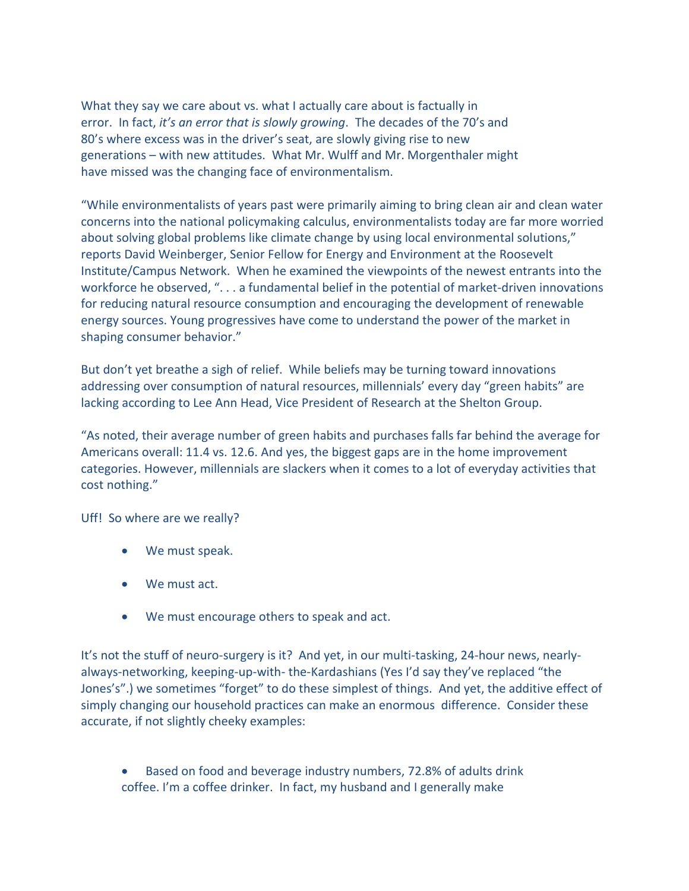What they say we care about vs. what I actually care about is factually in error. In fact, *it's an error that is slowly growing*. The decades of the 70's and 80's where excess was in the driver's seat, are slowly giving rise to new generations – with new attitudes. What Mr. Wulff and Mr. Morgenthaler might have missed was the changing face of environmentalism.

"While environmentalists of years past were primarily aiming to bring clean air and clean water concerns into the national policymaking calculus, environmentalists today are far more worried about solving global problems like climate change by using local environmental solutions," reports David Weinberger, Senior Fellow for Energy and Environment at the Roosevelt Institute/Campus Network. When he examined the viewpoints of the newest entrants into the workforce he observed, ". . . a fundamental belief in the potential of market-driven innovations for reducing natural resource consumption and encouraging the development of renewable energy sources. Young progressives have come to understand the power of the market in shaping consumer behavior."

But don't yet breathe a sigh of relief. While beliefs may be turning toward innovations addressing over consumption of natural resources, millennials' every day "green habits" are lacking according to Lee Ann Head, Vice President of Research at the Shelton Group.

"As noted, their average number of green habits and purchases falls far behind the average for Americans overall: 11.4 vs. 12.6. And yes, the biggest gaps are in the home improvement categories. However, millennials are slackers when it comes to a lot of everyday activities that cost nothing."

Uff! So where are we really?

- We must speak.
- We must act.
- We must encourage others to speak and act.

It's not the stuff of neuro-surgery is it? And yet, in our multi-tasking, 24-hour news, nearly-always-networking, keeping-up-with- the-Kardashians (Yes I'd say they've replaced "the Jones's".) we sometimes "forget" to do these simplest of things. And yet, the additive effect of simply changing our household practices can make an enormous difference. Consider these accurate, if not slightly cheeky examples:

- Based on food and beverage industry numbers, 72.8% of adults drink coffee. I'm a coffee drinker. In fact, my husband and I generally make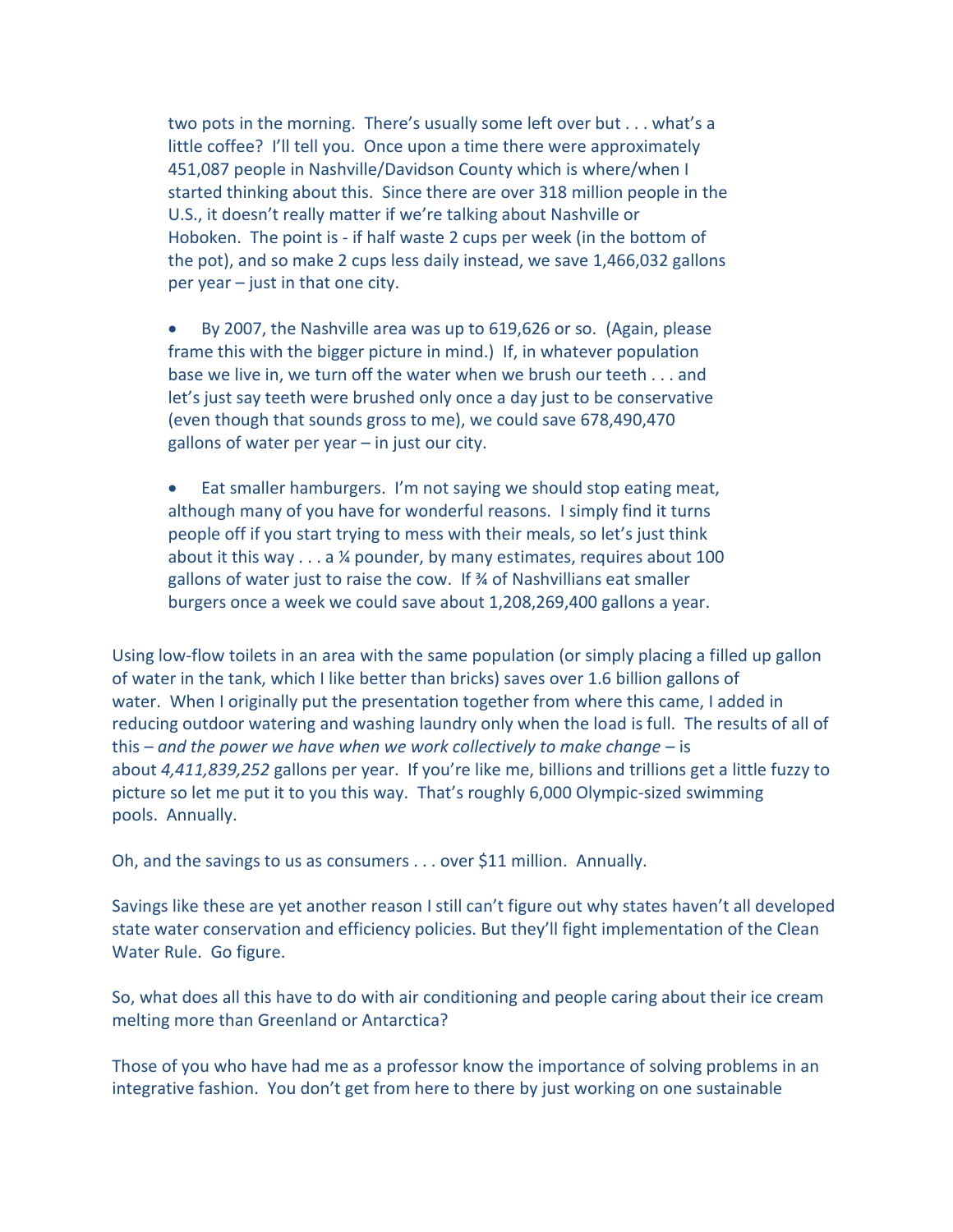two pots in the morning. There's usually some left over but . . . what's a little coffee? I'll tell you. Once upon a time there were approximately 451,087 people in Nashville/Davidson County which is where/when I started thinking about this. Since there are over 318 million people in the U.S., it doesn't really matter if we're talking about Nashville or Hoboken. The point is - if half waste 2 cups per week (in the bottom of the pot), and so make 2 cups less daily instead, we save 1,466,032 gallons per year – just in that one city.

- By 2007, the Nashville area was up to 619,626 or so. (Again, please frame this with the bigger picture in mind.) If, in whatever population base we live in, we turn off the water when we brush our teeth . . . and let's just say teeth were brushed only once a day just to be conservative (even though that sounds gross to me), we could save 678,490,470 gallons of water per year – in just our city.

- Eat smaller hamburgers. I'm not saying we should stop eating meat, although many of you have for wonderful reasons. I simply find it turns people off if you start trying to mess with their meals, so let's just think about it this way . . . a ¼ pounder, by many estimates, requires about 100 gallons of water just to raise the cow. If ¾ of Nashvillians eat smaller burgers once a week we could save about 1,208,269,400 gallons a year.

Using low-flow toilets in an area with the same population (or simply placing a filled up gallon of water in the tank, which I like better than bricks) saves over 1.6 billion gallons of water. When I originally put the presentation together from where this came, I added in reducing outdoor watering and washing laundry only when the load is full. The results of all of this – *and the power we have when we work collectively to make change* – is about *4,411,839,252* gallons per year. If you're like me, billions and trillions get a little fuzzy to picture so let me put it to you this way. That's roughly 6,000 Olympic-sized swimming pools. Annually.

Oh, and the savings to us as consumers . . . over $11 million. Annually.

Savings like these are yet another reason I still can't figure out why states haven't all developed state water conservation and efficiency policies. But they'll fight implementation of the Clean Water Rule. Go figure.

So, what does all this have to do with air conditioning and people caring about their ice cream melting more than Greenland or Antarctica?

Those of you who have had me as a professor know the importance of solving problems in an integrative fashion. You don't get from here to there by just working on one sustainable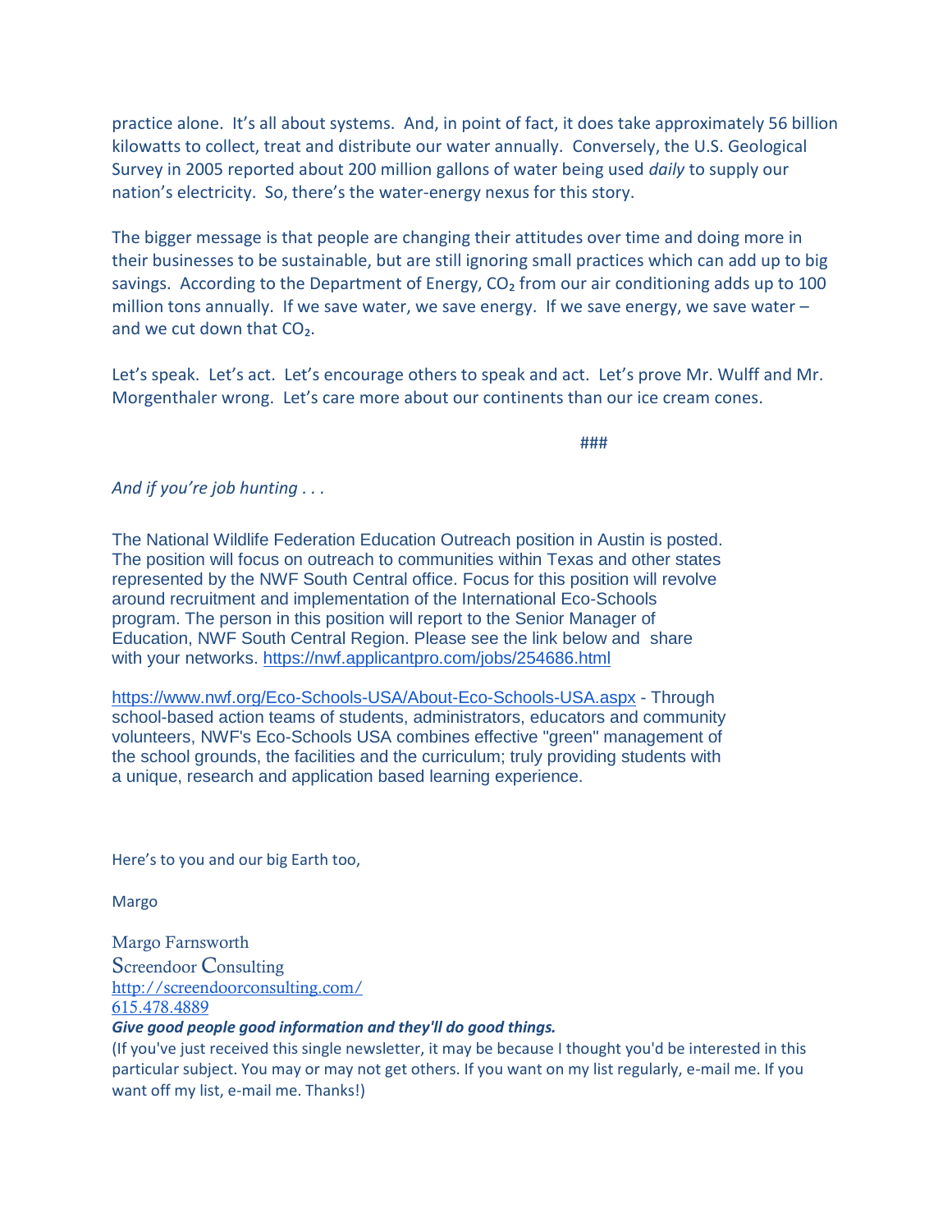practice alone. It's all about systems. And, in point of fact, it does take approximately 56 billion kilowatts to collect, treat and distribute our water annually. Conversely, the U.S. Geological Survey in 2005 reported about 200 million gallons of water being used *daily* to supply our nation's electricity. So, there's the water-energy nexus for this story.

The bigger message is that people are changing their attitudes over time and doing more in their businesses to be sustainable, but are still ignoring small practices which can add up to big savings. According to the Department of Energy, $CO_2$ from our air conditioning adds up to 100 million tons annually. If we save water, we save energy. If we save energy, we save water – and we cut down that $CO_2$.

Let's speak. Let's act. Let's encourage others to speak and act. Let's prove Mr. Wulff and Mr. Morgenthaler wrong. Let's care more about our continents than our ice cream cones.

###

*And if you're job hunting . . .*

The National Wildlife Federation Education Outreach position in Austin is posted. The position will focus on outreach to communities within Texas and other states represented by the NWF South Central office. Focus for this position will revolve around recruitment and implementation of the International Eco-Schools program. The person in this position will report to the Senior Manager of Education, NWF South Central Region. Please see the link below and share with your networks. https://nwf.applicantpro.com/jobs/254686.html

https://www.nwf.org/Eco-Schools-USA/About-Eco-Schools-USA.aspx - Through school-based action teams of students, administrators, educators and community volunteers, NWF's Eco-Schools USA combines effective "green" management of the school grounds, the facilities and the curriculum; truly providing students with a unique, research and application based learning experience.

Here's to you and our big Earth too,

Margo

Margo Farnsworth
Screendoor Consulting
http://screendoorconsulting.com/
615.478.4889

***Give good people good information and they'll do good things.***

(If you've just received this single newsletter, it may be because I thought you'd be interested in this particular subject. You may or may not get others. If you want on my list regularly, e-mail me. If you want off my list, e-mail me. Thanks!)